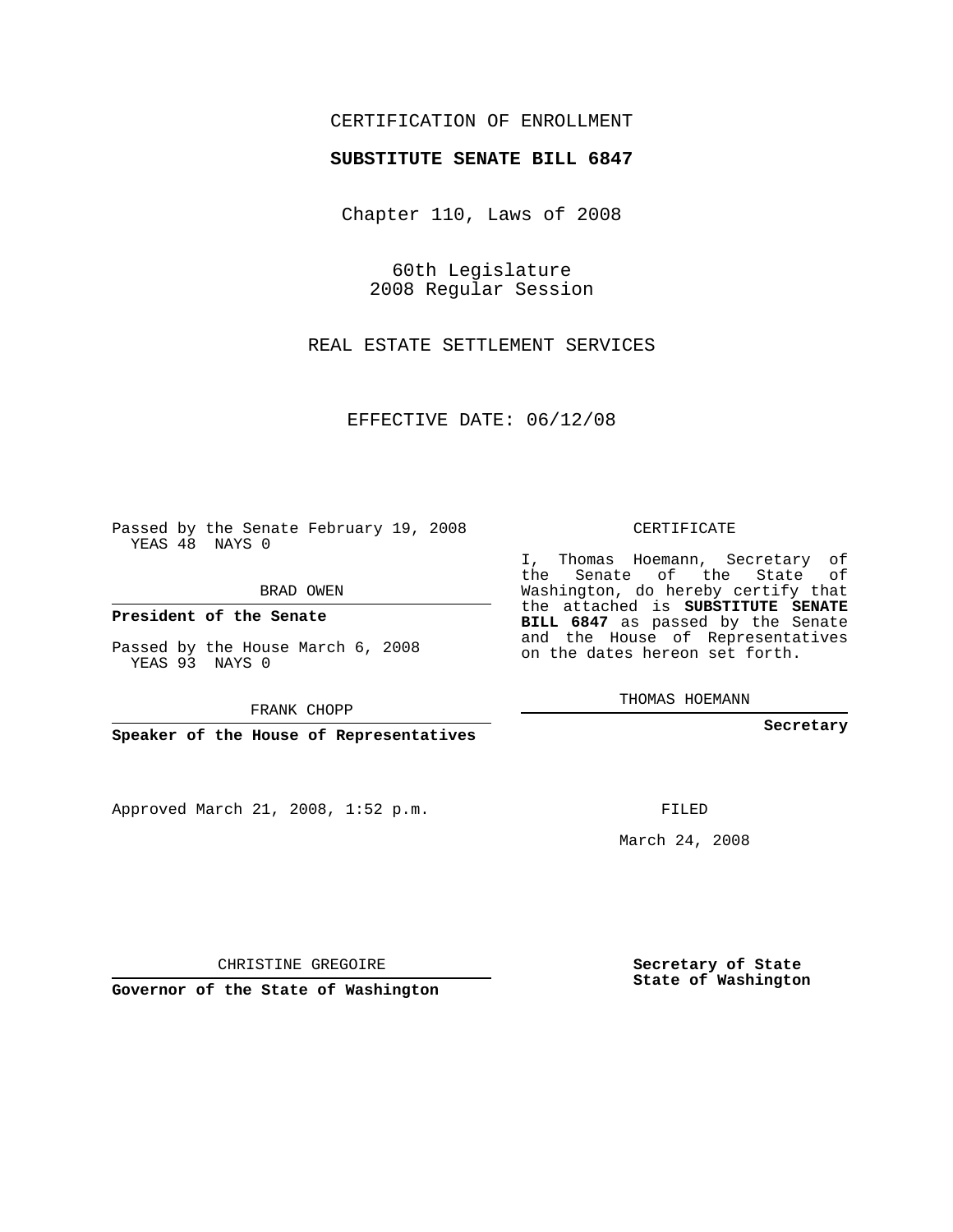CERTIFICATION OF ENROLLMENT

**SUBSTITUTE SENATE BILL 6847**

Chapter 110, Laws of 2008

60th Legislature
2008 Regular Session

REAL ESTATE SETTLEMENT SERVICES

EFFECTIVE DATE: 06/12/08

Passed by the Senate February 19, 2008
YEAS 48 NAYS 0

BRAD OWEN

**President of the Senate**

Passed by the House March 6, 2008
YEAS 93 NAYS 0

FRANK CHOPP

**Speaker of the House of Representatives**

CERTIFICATE

I, Thomas Hoemann, Secretary of the Senate of the State of Washington, do hereby certify that the attached is **SUBSTITUTE SENATE BILL 6847** as passed by the Senate and the House of Representatives on the dates hereon set forth.

THOMAS HOEMANN

**Secretary**

Approved March 21, 2008, 1:52 p.m.

FILED

March 24, 2008

CHRISTINE GREGOIRE

**Governor of the State of Washington**

**Secretary of State**
**State of Washington**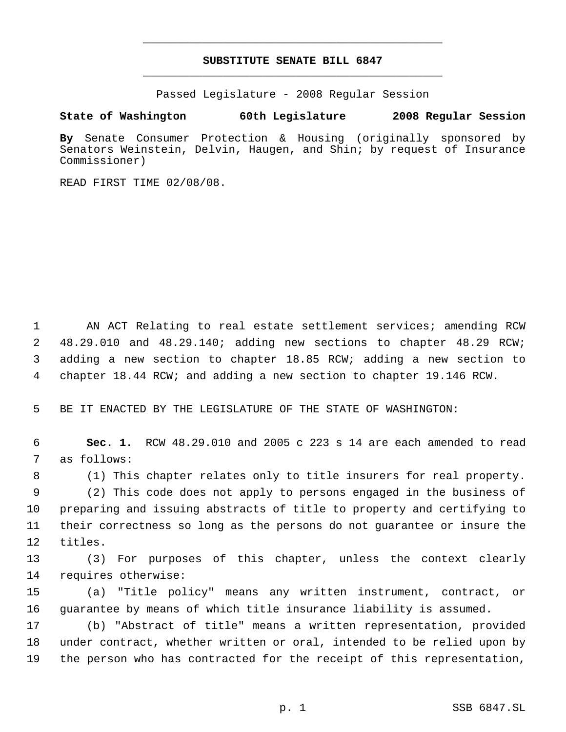**SUBSTITUTE SENATE BILL 6847**

Passed Legislature - 2008 Regular Session

**State of Washington 60th Legislature 2008 Regular Session**

**By** Senate Consumer Protection & Housing (originally sponsored by Senators Weinstein, Delvin, Haugen, and Shin; by request of Insurance Commissioner)

READ FIRST TIME 02/08/08.

AN ACT Relating to real estate settlement services; amending RCW 48.29.010 and 48.29.140; adding new sections to chapter 48.29 RCW; adding a new section to chapter 18.85 RCW; adding a new section to chapter 18.44 RCW; and adding a new section to chapter 19.146 RCW.

BE IT ENACTED BY THE LEGISLATURE OF THE STATE OF WASHINGTON:

**Sec. 1.** RCW 48.29.010 and 2005 c 223 s 14 are each amended to read as follows:

(1) This chapter relates only to title insurers for real property.

(2) This code does not apply to persons engaged in the business of preparing and issuing abstracts of title to property and certifying to their correctness so long as the persons do not guarantee or insure the titles.

(3) For purposes of this chapter, unless the context clearly requires otherwise:

(a) "Title policy" means any written instrument, contract, or guarantee by means of which title insurance liability is assumed.

(b) "Abstract of title" means a written representation, provided under contract, whether written or oral, intended to be relied upon by the person who has contracted for the receipt of this representation,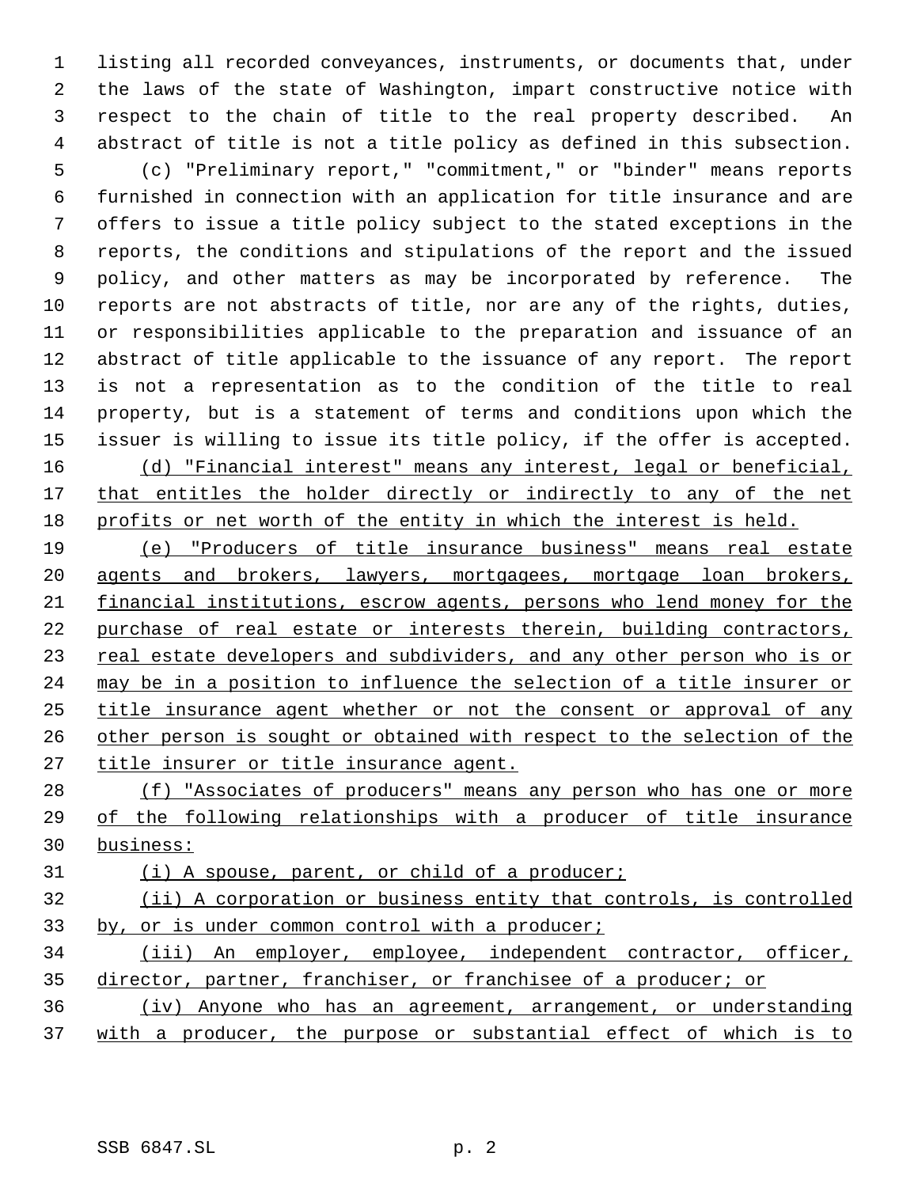listing all recorded conveyances, instruments, or documents that, under the laws of the state of Washington, impart constructive notice with respect to the chain of title to the real property described. An abstract of title is not a title policy as defined in this subsection.

(c) "Preliminary report," "commitment," or "binder" means reports furnished in connection with an application for title insurance and are offers to issue a title policy subject to the stated exceptions in the reports, the conditions and stipulations of the report and the issued policy, and other matters as may be incorporated by reference. The reports are not abstracts of title, nor are any of the rights, duties, or responsibilities applicable to the preparation and issuance of an abstract of title applicable to the issuance of any report. The report is not a representation as to the condition of the title to real property, but is a statement of terms and conditions upon which the issuer is willing to issue its title policy, if the offer is accepted.

(d) "Financial interest" means any interest, legal or beneficial, that entitles the holder directly or indirectly to any of the net profits or net worth of the entity in which the interest is held.

(e) "Producers of title insurance business" means real estate agents and brokers, lawyers, mortgagees, mortgage loan brokers, financial institutions, escrow agents, persons who lend money for the purchase of real estate or interests therein, building contractors, real estate developers and subdividers, and any other person who is or may be in a position to influence the selection of a title insurer or title insurance agent whether or not the consent or approval of any other person is sought or obtained with respect to the selection of the title insurer or title insurance agent.

(f) "Associates of producers" means any person who has one or more of the following relationships with a producer of title insurance business:

(i) A spouse, parent, or child of a producer;

(ii) A corporation or business entity that controls, is controlled by, or is under common control with a producer;

(iii) An employer, employee, independent contractor, officer, director, partner, franchiser, or franchisee of a producer; or

(iv) Anyone who has an agreement, arrangement, or understanding with a producer, the purpose or substantial effect of which is to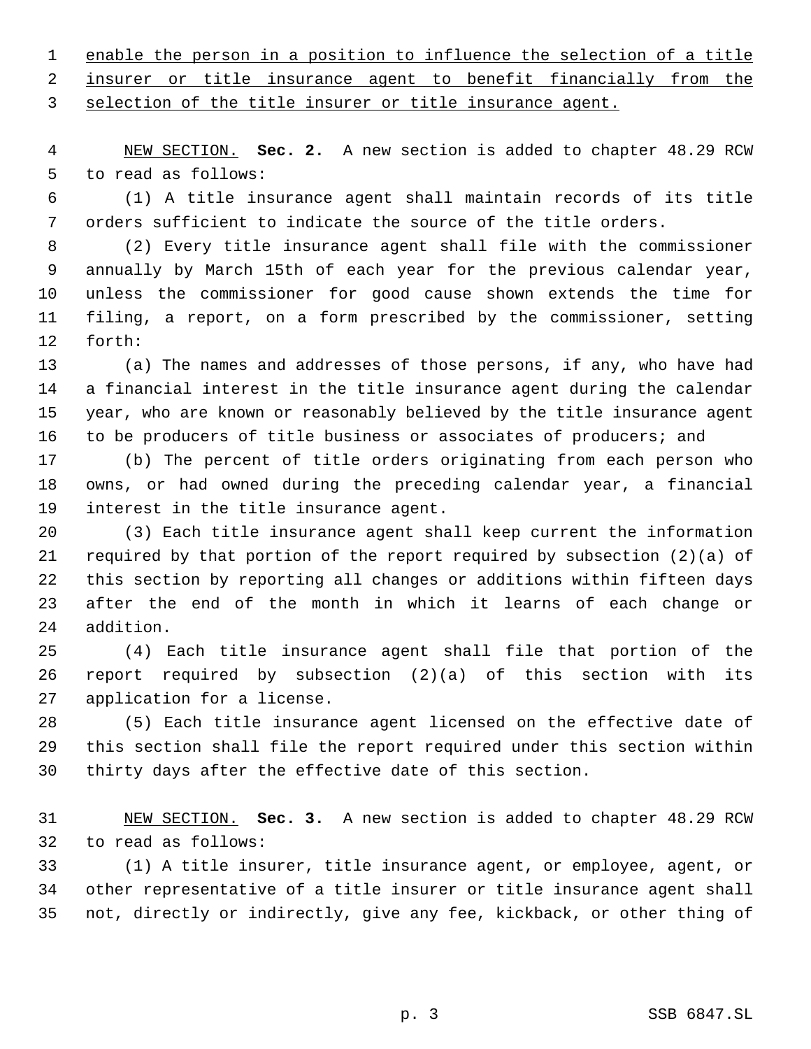enable the person in a position to influence the selection of a title insurer or title insurance agent to benefit financially from the selection of the title insurer or title insurance agent.

NEW SECTION. **Sec. 2.** A new section is added to chapter 48.29 RCW to read as follows:

(1) A title insurance agent shall maintain records of its title orders sufficient to indicate the source of the title orders.

(2) Every title insurance agent shall file with the commissioner annually by March 15th of each year for the previous calendar year, unless the commissioner for good cause shown extends the time for filing, a report, on a form prescribed by the commissioner, setting forth:

(a) The names and addresses of those persons, if any, who have had a financial interest in the title insurance agent during the calendar year, who are known or reasonably believed by the title insurance agent to be producers of title business or associates of producers; and

(b) The percent of title orders originating from each person who owns, or had owned during the preceding calendar year, a financial interest in the title insurance agent.

(3) Each title insurance agent shall keep current the information required by that portion of the report required by subsection (2)(a) of this section by reporting all changes or additions within fifteen days after the end of the month in which it learns of each change or addition.

(4) Each title insurance agent shall file that portion of the report required by subsection (2)(a) of this section with its application for a license.

(5) Each title insurance agent licensed on the effective date of this section shall file the report required under this section within thirty days after the effective date of this section.

NEW SECTION. **Sec. 3.** A new section is added to chapter 48.29 RCW to read as follows:

(1) A title insurer, title insurance agent, or employee, agent, or other representative of a title insurer or title insurance agent shall not, directly or indirectly, give any fee, kickback, or other thing of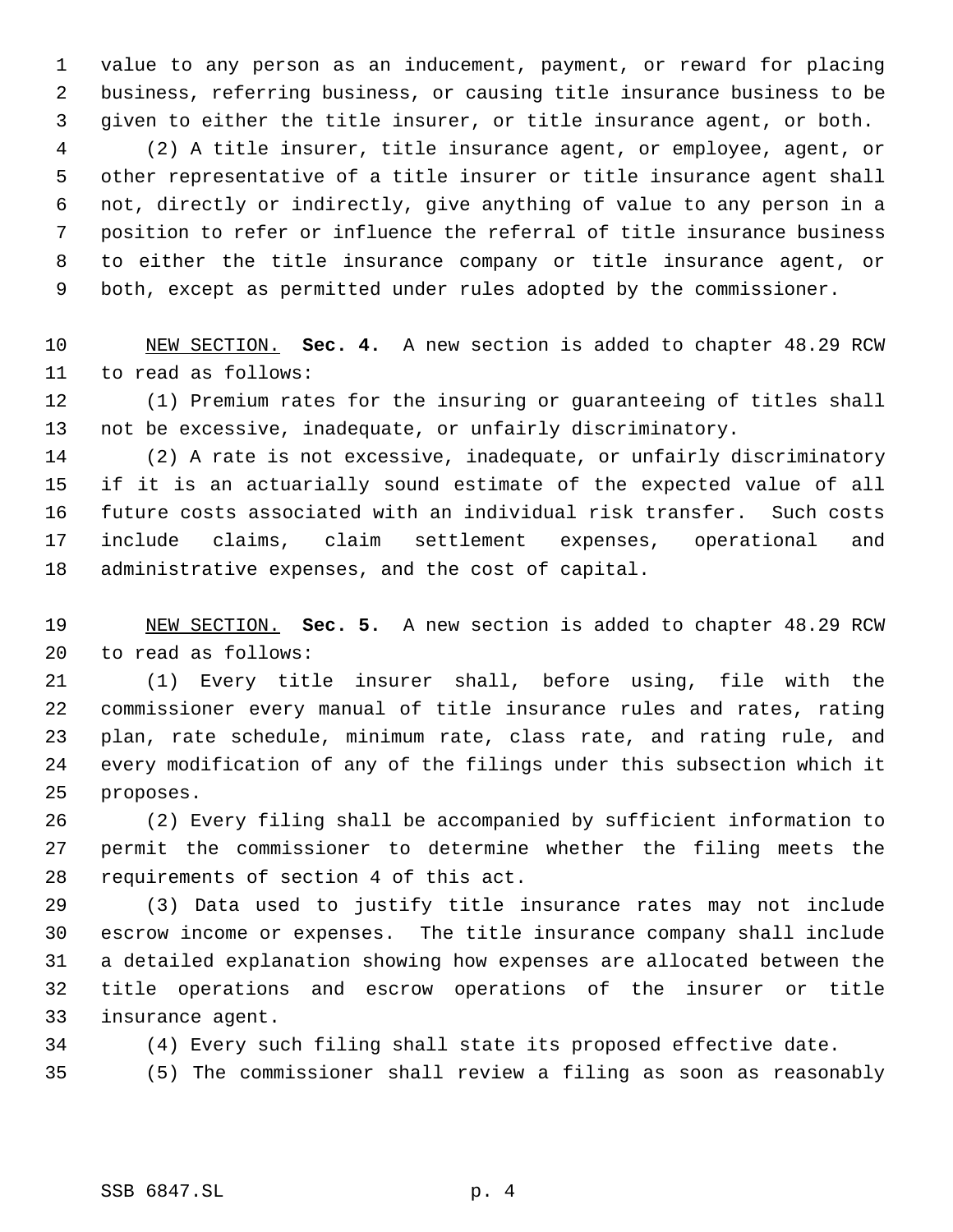value to any person as an inducement, payment, or reward for placing business, referring business, or causing title insurance business to be given to either the title insurer, or title insurance agent, or both.

(2) A title insurer, title insurance agent, or employee, agent, or other representative of a title insurer or title insurance agent shall not, directly or indirectly, give anything of value to any person in a position to refer or influence the referral of title insurance business to either the title insurance company or title insurance agent, or both, except as permitted under rules adopted by the commissioner.

NEW SECTION. **Sec. 4.** A new section is added to chapter 48.29 RCW to read as follows:

(1) Premium rates for the insuring or guaranteeing of titles shall not be excessive, inadequate, or unfairly discriminatory.

(2) A rate is not excessive, inadequate, or unfairly discriminatory if it is an actuarially sound estimate of the expected value of all future costs associated with an individual risk transfer. Such costs include claims, claim settlement expenses, operational and administrative expenses, and the cost of capital.

NEW SECTION. **Sec. 5.** A new section is added to chapter 48.29 RCW to read as follows:

(1) Every title insurer shall, before using, file with the commissioner every manual of title insurance rules and rates, rating plan, rate schedule, minimum rate, class rate, and rating rule, and every modification of any of the filings under this subsection which it proposes.

(2) Every filing shall be accompanied by sufficient information to permit the commissioner to determine whether the filing meets the requirements of section 4 of this act.

(3) Data used to justify title insurance rates may not include escrow income or expenses. The title insurance company shall include a detailed explanation showing how expenses are allocated between the title operations and escrow operations of the insurer or title insurance agent.

(4) Every such filing shall state its proposed effective date.

(5) The commissioner shall review a filing as soon as reasonably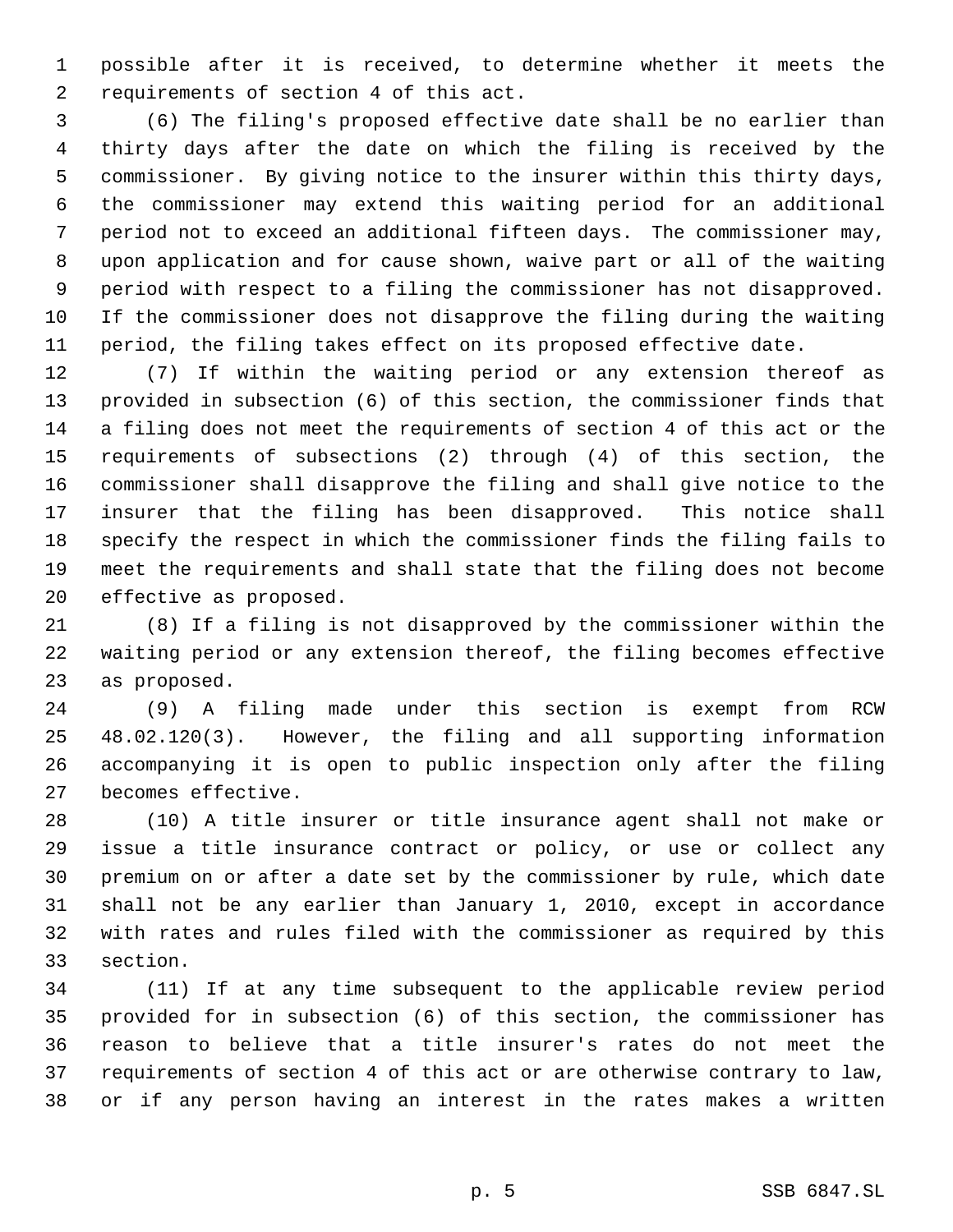possible after it is received, to determine whether it meets the requirements of section 4 of this act.

(6) The filing's proposed effective date shall be no earlier than thirty days after the date on which the filing is received by the commissioner. By giving notice to the insurer within this thirty days, the commissioner may extend this waiting period for an additional period not to exceed an additional fifteen days. The commissioner may, upon application and for cause shown, waive part or all of the waiting period with respect to a filing the commissioner has not disapproved. If the commissioner does not disapprove the filing during the waiting period, the filing takes effect on its proposed effective date.

(7) If within the waiting period or any extension thereof as provided in subsection (6) of this section, the commissioner finds that a filing does not meet the requirements of section 4 of this act or the requirements of subsections (2) through (4) of this section, the commissioner shall disapprove the filing and shall give notice to the insurer that the filing has been disapproved. This notice shall specify the respect in which the commissioner finds the filing fails to meet the requirements and shall state that the filing does not become effective as proposed.

(8) If a filing is not disapproved by the commissioner within the waiting period or any extension thereof, the filing becomes effective as proposed.

(9) A filing made under this section is exempt from RCW 48.02.120(3). However, the filing and all supporting information accompanying it is open to public inspection only after the filing becomes effective.

(10) A title insurer or title insurance agent shall not make or issue a title insurance contract or policy, or use or collect any premium on or after a date set by the commissioner by rule, which date shall not be any earlier than January 1, 2010, except in accordance with rates and rules filed with the commissioner as required by this section.

(11) If at any time subsequent to the applicable review period provided for in subsection (6) of this section, the commissioner has reason to believe that a title insurer's rates do not meet the requirements of section 4 of this act or are otherwise contrary to law, or if any person having an interest in the rates makes a written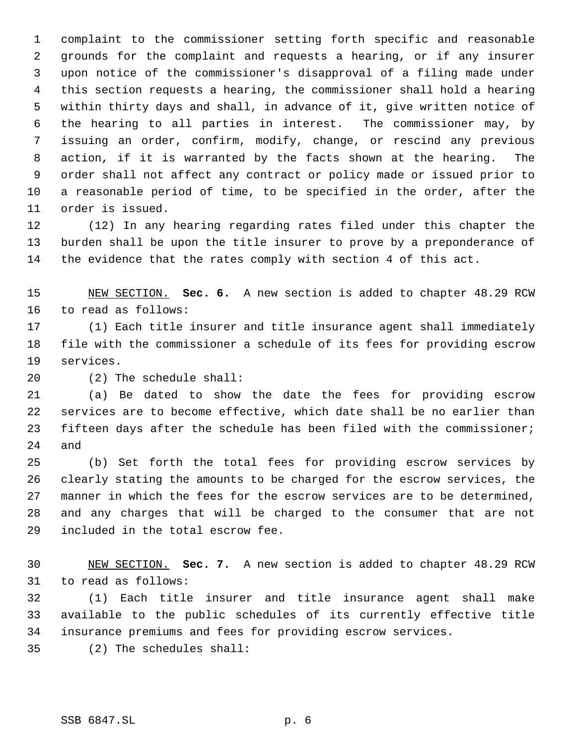complaint to the commissioner setting forth specific and reasonable grounds for the complaint and requests a hearing, or if any insurer upon notice of the commissioner's disapproval of a filing made under this section requests a hearing, the commissioner shall hold a hearing within thirty days and shall, in advance of it, give written notice of the hearing to all parties in interest. The commissioner may, by issuing an order, confirm, modify, change, or rescind any previous action, if it is warranted by the facts shown at the hearing. The order shall not affect any contract or policy made or issued prior to a reasonable period of time, to be specified in the order, after the order is issued.

(12) In any hearing regarding rates filed under this chapter the burden shall be upon the title insurer to prove by a preponderance of the evidence that the rates comply with section 4 of this act.

NEW SECTION. **Sec. 6.** A new section is added to chapter 48.29 RCW to read as follows:

(1) Each title insurer and title insurance agent shall immediately file with the commissioner a schedule of its fees for providing escrow services.

(2) The schedule shall:

(a) Be dated to show the date the fees for providing escrow services are to become effective, which date shall be no earlier than fifteen days after the schedule has been filed with the commissioner; and

(b) Set forth the total fees for providing escrow services by clearly stating the amounts to be charged for the escrow services, the manner in which the fees for the escrow services are to be determined, and any charges that will be charged to the consumer that are not included in the total escrow fee.

NEW SECTION. **Sec. 7.** A new section is added to chapter 48.29 RCW to read as follows:

(1) Each title insurer and title insurance agent shall make available to the public schedules of its currently effective title insurance premiums and fees for providing escrow services.

(2) The schedules shall: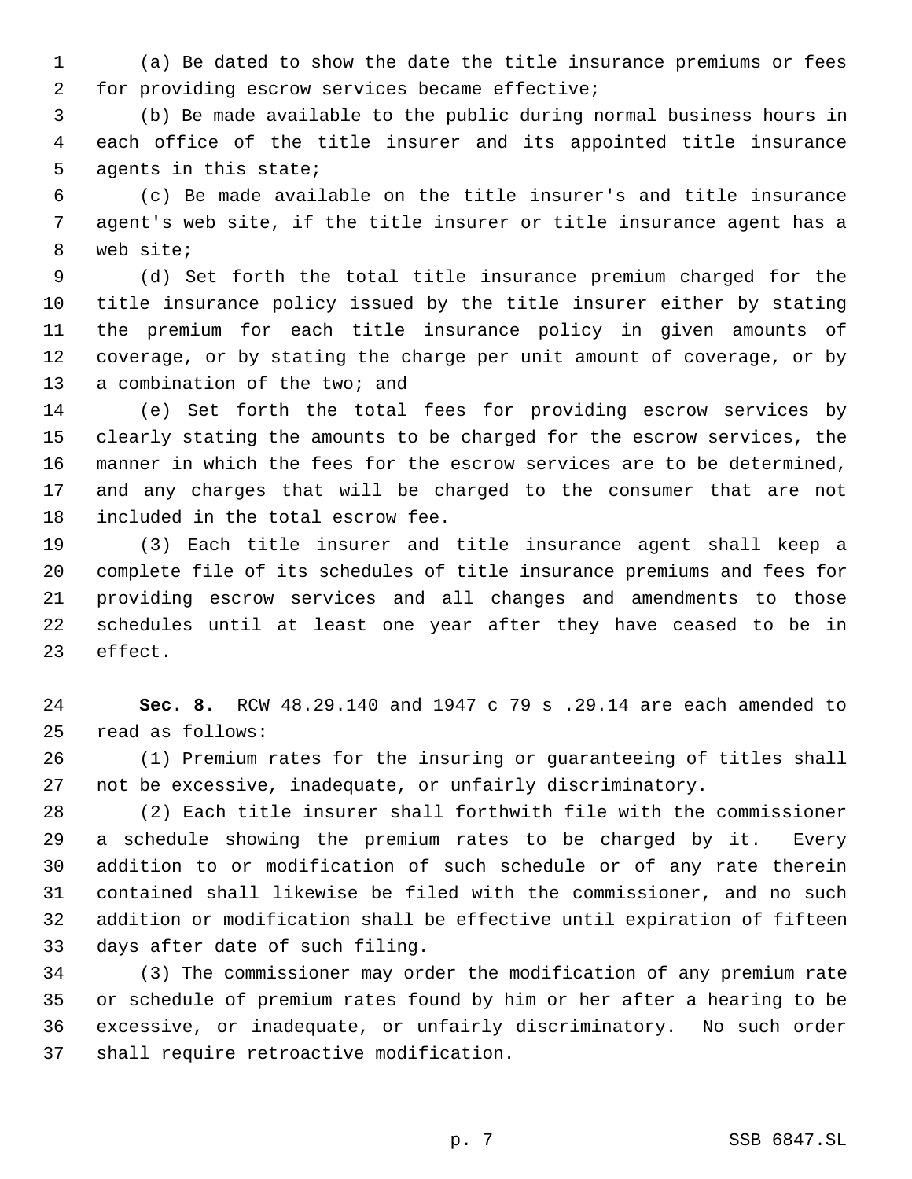(a) Be dated to show the date the title insurance premiums or fees for providing escrow services became effective;

(b) Be made available to the public during normal business hours in each office of the title insurer and its appointed title insurance agents in this state;

(c) Be made available on the title insurer's and title insurance agent's web site, if the title insurer or title insurance agent has a web site;

(d) Set forth the total title insurance premium charged for the title insurance policy issued by the title insurer either by stating the premium for each title insurance policy in given amounts of coverage, or by stating the charge per unit amount of coverage, or by a combination of the two; and

(e) Set forth the total fees for providing escrow services by clearly stating the amounts to be charged for the escrow services, the manner in which the fees for the escrow services are to be determined, and any charges that will be charged to the consumer that are not included in the total escrow fee.

(3) Each title insurer and title insurance agent shall keep a complete file of its schedules of title insurance premiums and fees for providing escrow services and all changes and amendments to those schedules until at least one year after they have ceased to be in effect.

**Sec. 8.** RCW 48.29.140 and 1947 c 79 s .29.14 are each amended to read as follows:

(1) Premium rates for the insuring or guaranteeing of titles shall not be excessive, inadequate, or unfairly discriminatory.

(2) Each title insurer shall forthwith file with the commissioner a schedule showing the premium rates to be charged by it. Every addition to or modification of such schedule or of any rate therein contained shall likewise be filed with the commissioner, and no such addition or modification shall be effective until expiration of fifteen days after date of such filing.

(3) The commissioner may order the modification of any premium rate or schedule of premium rates found by him <u>or her</u> after a hearing to be excessive, or inadequate, or unfairly discriminatory. No such order shall require retroactive modification.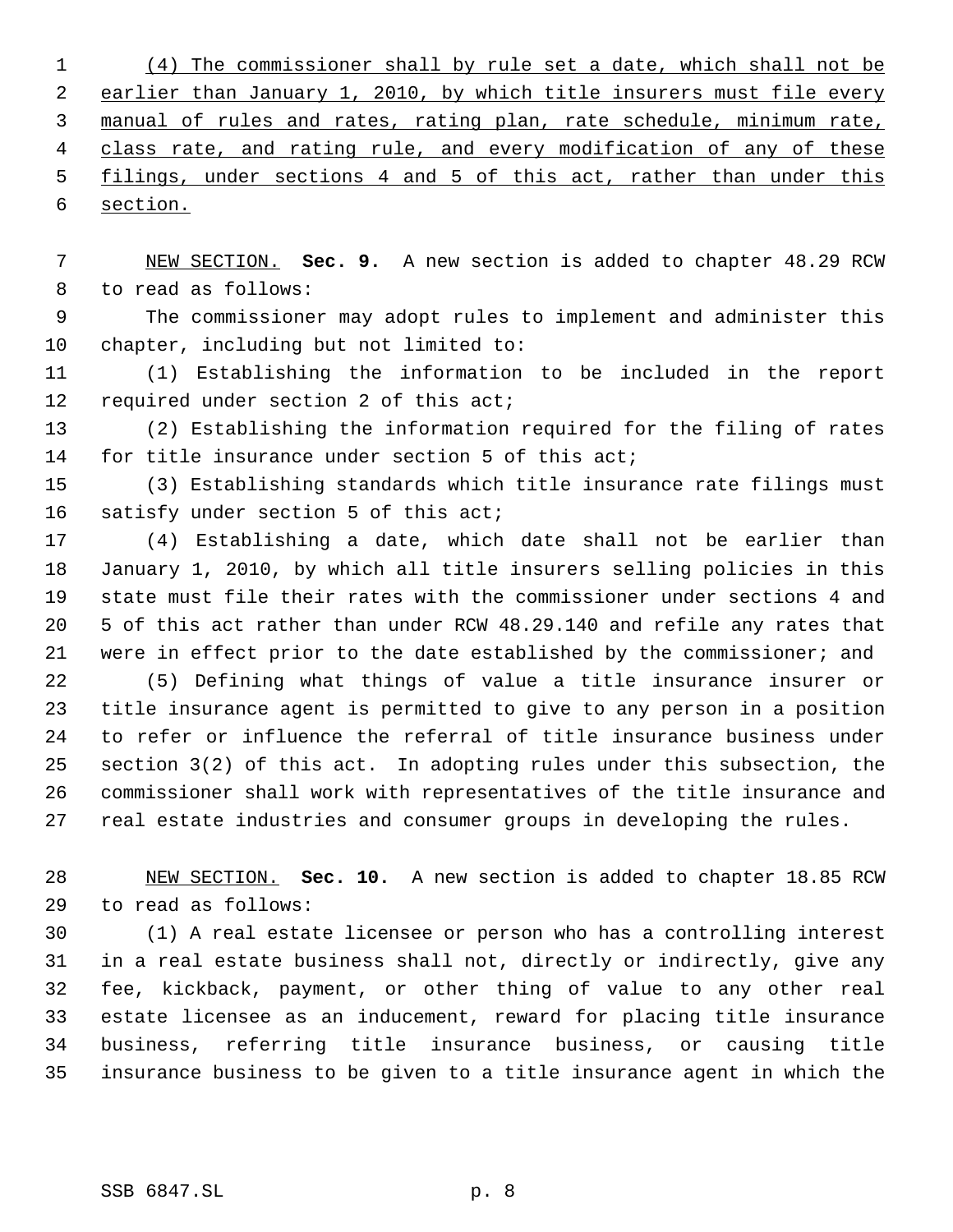(4) The commissioner shall by rule set a date, which shall not be earlier than January 1, 2010, by which title insurers must file every manual of rules and rates, rating plan, rate schedule, minimum rate, class rate, and rating rule, and every modification of any of these filings, under sections 4 and 5 of this act, rather than under this section.

NEW SECTION. **Sec. 9.** A new section is added to chapter 48.29 RCW to read as follows:

The commissioner may adopt rules to implement and administer this chapter, including but not limited to:

(1) Establishing the information to be included in the report required under section 2 of this act;

(2) Establishing the information required for the filing of rates for title insurance under section 5 of this act;

(3) Establishing standards which title insurance rate filings must satisfy under section 5 of this act;

(4) Establishing a date, which date shall not be earlier than January 1, 2010, by which all title insurers selling policies in this state must file their rates with the commissioner under sections 4 and 5 of this act rather than under RCW 48.29.140 and refile any rates that were in effect prior to the date established by the commissioner; and

(5) Defining what things of value a title insurance insurer or title insurance agent is permitted to give to any person in a position to refer or influence the referral of title insurance business under section 3(2) of this act. In adopting rules under this subsection, the commissioner shall work with representatives of the title insurance and real estate industries and consumer groups in developing the rules.

NEW SECTION. **Sec. 10.** A new section is added to chapter 18.85 RCW to read as follows:

(1) A real estate licensee or person who has a controlling interest in a real estate business shall not, directly or indirectly, give any fee, kickback, payment, or other thing of value to any other real estate licensee as an inducement, reward for placing title insurance business, referring title insurance business, or causing title insurance business to be given to a title insurance agent in which the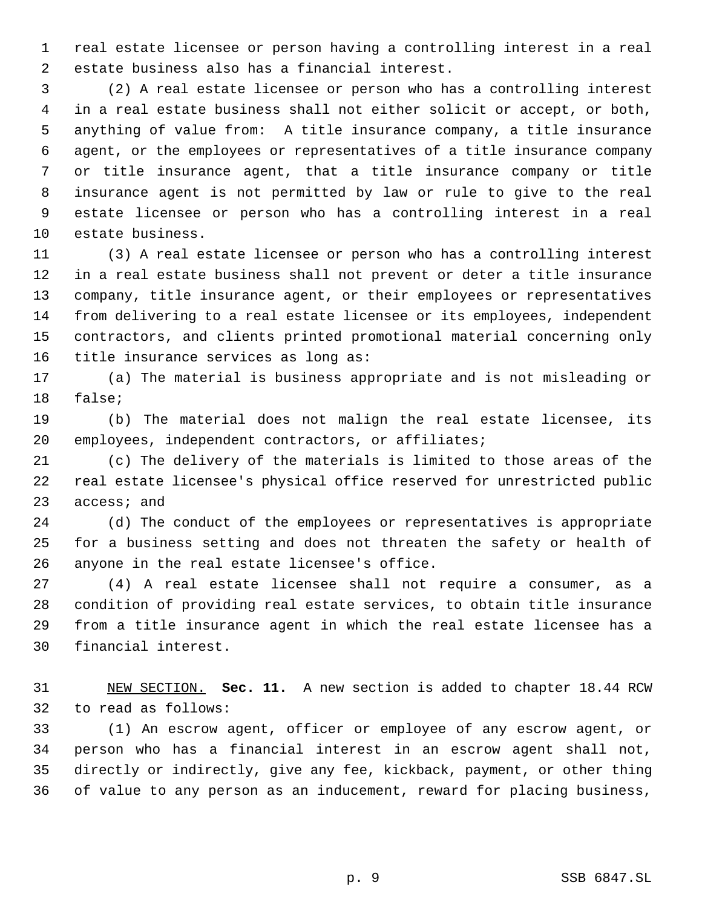real estate licensee or person having a controlling interest in a real estate business also has a financial interest.

(2) A real estate licensee or person who has a controlling interest in a real estate business shall not either solicit or accept, or both, anything of value from: A title insurance company, a title insurance agent, or the employees or representatives of a title insurance company or title insurance agent, that a title insurance company or title insurance agent is not permitted by law or rule to give to the real estate licensee or person who has a controlling interest in a real estate business.

(3) A real estate licensee or person who has a controlling interest in a real estate business shall not prevent or deter a title insurance company, title insurance agent, or their employees or representatives from delivering to a real estate licensee or its employees, independent contractors, and clients printed promotional material concerning only title insurance services as long as:

(a) The material is business appropriate and is not misleading or false;

(b) The material does not malign the real estate licensee, its employees, independent contractors, or affiliates;

(c) The delivery of the materials is limited to those areas of the real estate licensee's physical office reserved for unrestricted public access; and

(d) The conduct of the employees or representatives is appropriate for a business setting and does not threaten the safety or health of anyone in the real estate licensee's office.

(4) A real estate licensee shall not require a consumer, as a condition of providing real estate services, to obtain title insurance from a title insurance agent in which the real estate licensee has a financial interest.

NEW SECTION. **Sec. 11.** A new section is added to chapter 18.44 RCW to read as follows:

(1) An escrow agent, officer or employee of any escrow agent, or person who has a financial interest in an escrow agent shall not, directly or indirectly, give any fee, kickback, payment, or other thing of value to any person as an inducement, reward for placing business,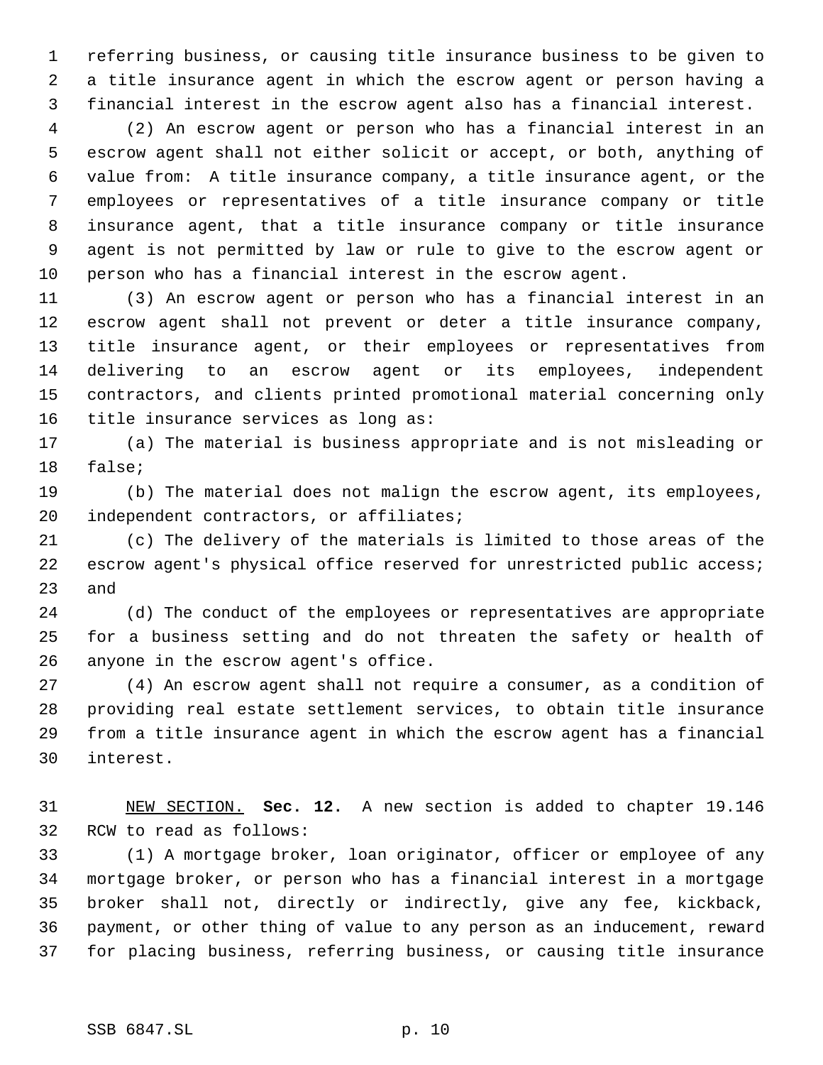referring business, or causing title insurance business to be given to a title insurance agent in which the escrow agent or person having a financial interest in the escrow agent also has a financial interest.

(2) An escrow agent or person who has a financial interest in an escrow agent shall not either solicit or accept, or both, anything of value from: A title insurance company, a title insurance agent, or the employees or representatives of a title insurance company or title insurance agent, that a title insurance company or title insurance agent is not permitted by law or rule to give to the escrow agent or person who has a financial interest in the escrow agent.

(3) An escrow agent or person who has a financial interest in an escrow agent shall not prevent or deter a title insurance company, title insurance agent, or their employees or representatives from delivering to an escrow agent or its employees, independent contractors, and clients printed promotional material concerning only title insurance services as long as:

(a) The material is business appropriate and is not misleading or false;

(b) The material does not malign the escrow agent, its employees, independent contractors, or affiliates;

(c) The delivery of the materials is limited to those areas of the escrow agent's physical office reserved for unrestricted public access; and

(d) The conduct of the employees or representatives are appropriate for a business setting and do not threaten the safety or health of anyone in the escrow agent's office.

(4) An escrow agent shall not require a consumer, as a condition of providing real estate settlement services, to obtain title insurance from a title insurance agent in which the escrow agent has a financial interest.

NEW SECTION. **Sec. 12.** A new section is added to chapter 19.146 RCW to read as follows:

(1) A mortgage broker, loan originator, officer or employee of any mortgage broker, or person who has a financial interest in a mortgage broker shall not, directly or indirectly, give any fee, kickback, payment, or other thing of value to any person as an inducement, reward for placing business, referring business, or causing title insurance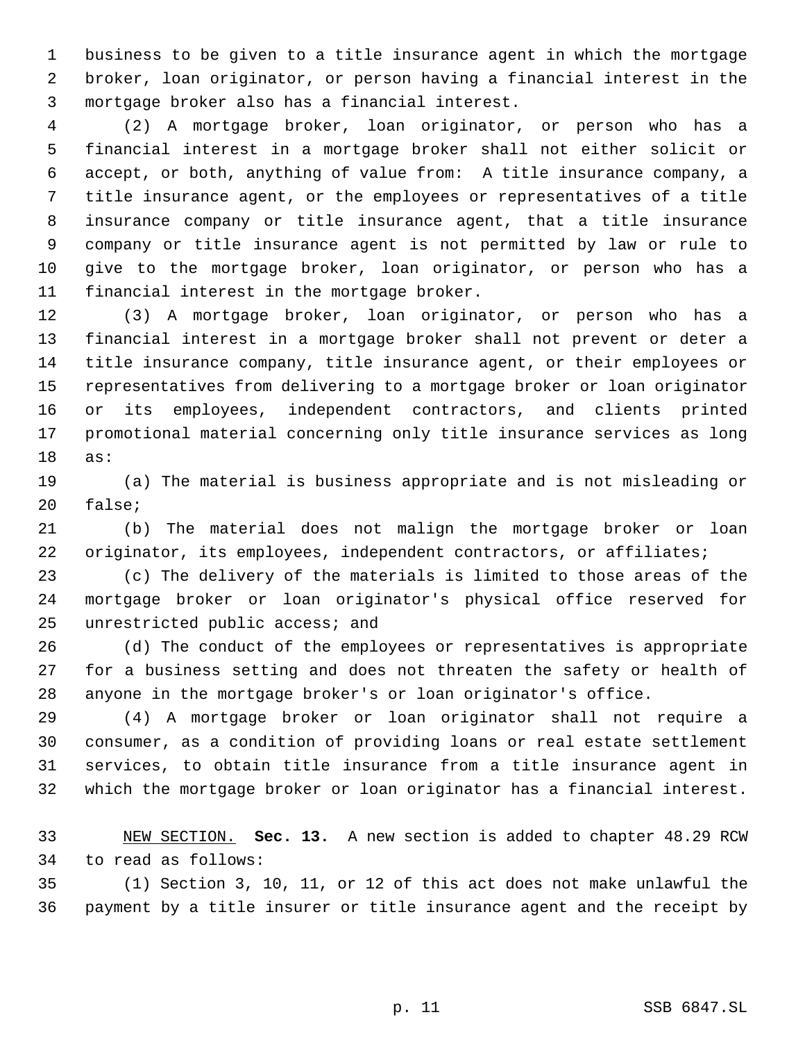business to be given to a title insurance agent in which the mortgage broker, loan originator, or person having a financial interest in the mortgage broker also has a financial interest.

(2) A mortgage broker, loan originator, or person who has a financial interest in a mortgage broker shall not either solicit or accept, or both, anything of value from: A title insurance company, a title insurance agent, or the employees or representatives of a title insurance company or title insurance agent, that a title insurance company or title insurance agent is not permitted by law or rule to give to the mortgage broker, loan originator, or person who has a financial interest in the mortgage broker.

(3) A mortgage broker, loan originator, or person who has a financial interest in a mortgage broker shall not prevent or deter a title insurance company, title insurance agent, or their employees or representatives from delivering to a mortgage broker or loan originator or its employees, independent contractors, and clients printed promotional material concerning only title insurance services as long as:

(a) The material is business appropriate and is not misleading or false;

(b) The material does not malign the mortgage broker or loan originator, its employees, independent contractors, or affiliates;

(c) The delivery of the materials is limited to those areas of the mortgage broker or loan originator's physical office reserved for unrestricted public access; and

(d) The conduct of the employees or representatives is appropriate for a business setting and does not threaten the safety or health of anyone in the mortgage broker's or loan originator's office.

(4) A mortgage broker or loan originator shall not require a consumer, as a condition of providing loans or real estate settlement services, to obtain title insurance from a title insurance agent in which the mortgage broker or loan originator has a financial interest.

NEW SECTION. **Sec. 13.** A new section is added to chapter 48.29 RCW to read as follows:

(1) Section 3, 10, 11, or 12 of this act does not make unlawful the payment by a title insurer or title insurance agent and the receipt by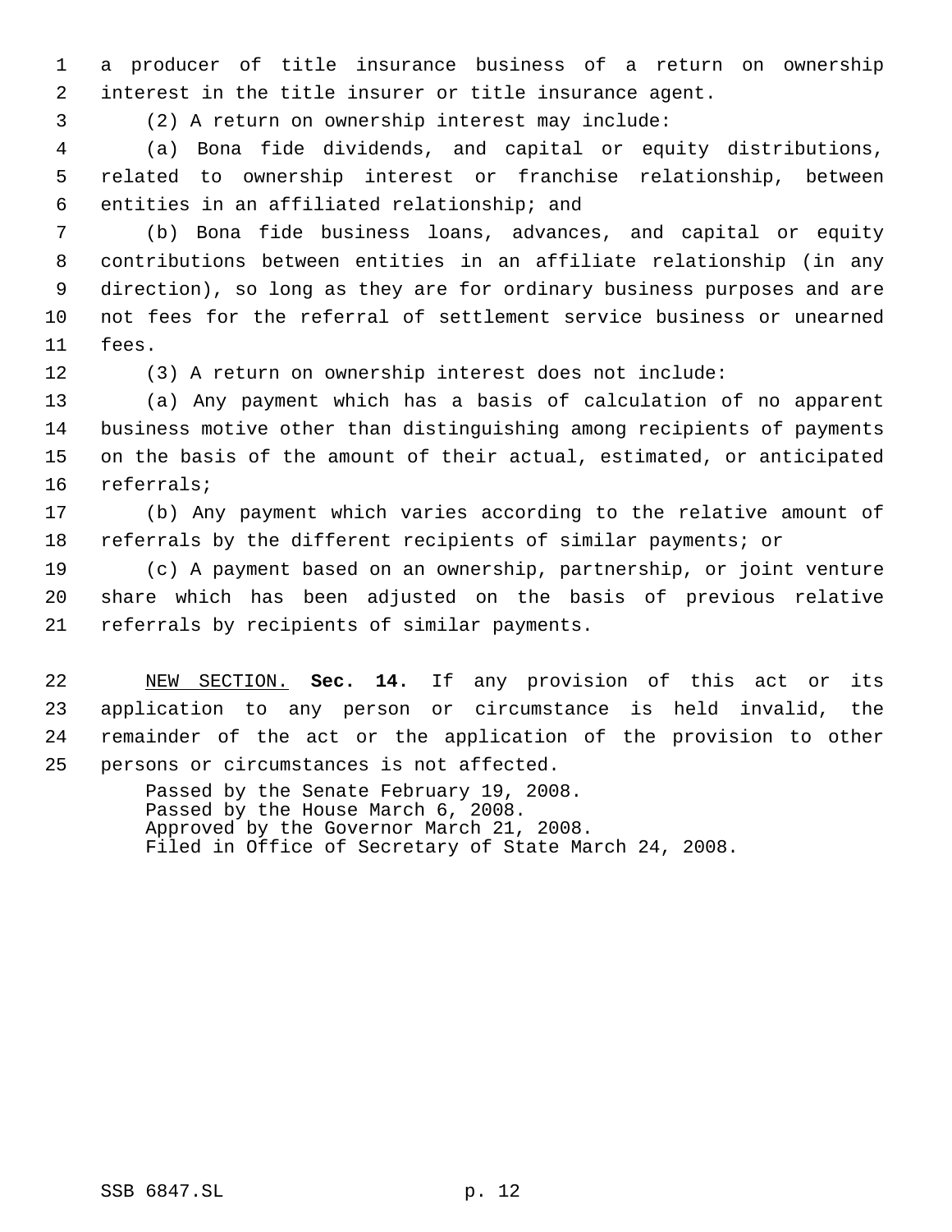a producer of title insurance business of a return on ownership interest in the title insurer or title insurance agent.

(2) A return on ownership interest may include:

(a) Bona fide dividends, and capital or equity distributions, related to ownership interest or franchise relationship, between entities in an affiliated relationship; and

(b) Bona fide business loans, advances, and capital or equity contributions between entities in an affiliate relationship (in any direction), so long as they are for ordinary business purposes and are not fees for the referral of settlement service business or unearned fees.

(3) A return on ownership interest does not include:

(a) Any payment which has a basis of calculation of no apparent business motive other than distinguishing among recipients of payments on the basis of the amount of their actual, estimated, or anticipated referrals;

(b) Any payment which varies according to the relative amount of referrals by the different recipients of similar payments; or

(c) A payment based on an ownership, partnership, or joint venture share which has been adjusted on the basis of previous relative referrals by recipients of similar payments.

NEW SECTION. **Sec. 14.** If any provision of this act or its application to any person or circumstance is held invalid, the remainder of the act or the application of the provision to other persons or circumstances is not affected.

Passed by the Senate February 19, 2008.
Passed by the House March 6, 2008.
Approved by the Governor March 21, 2008.
Filed in Office of Secretary of State March 24, 2008.